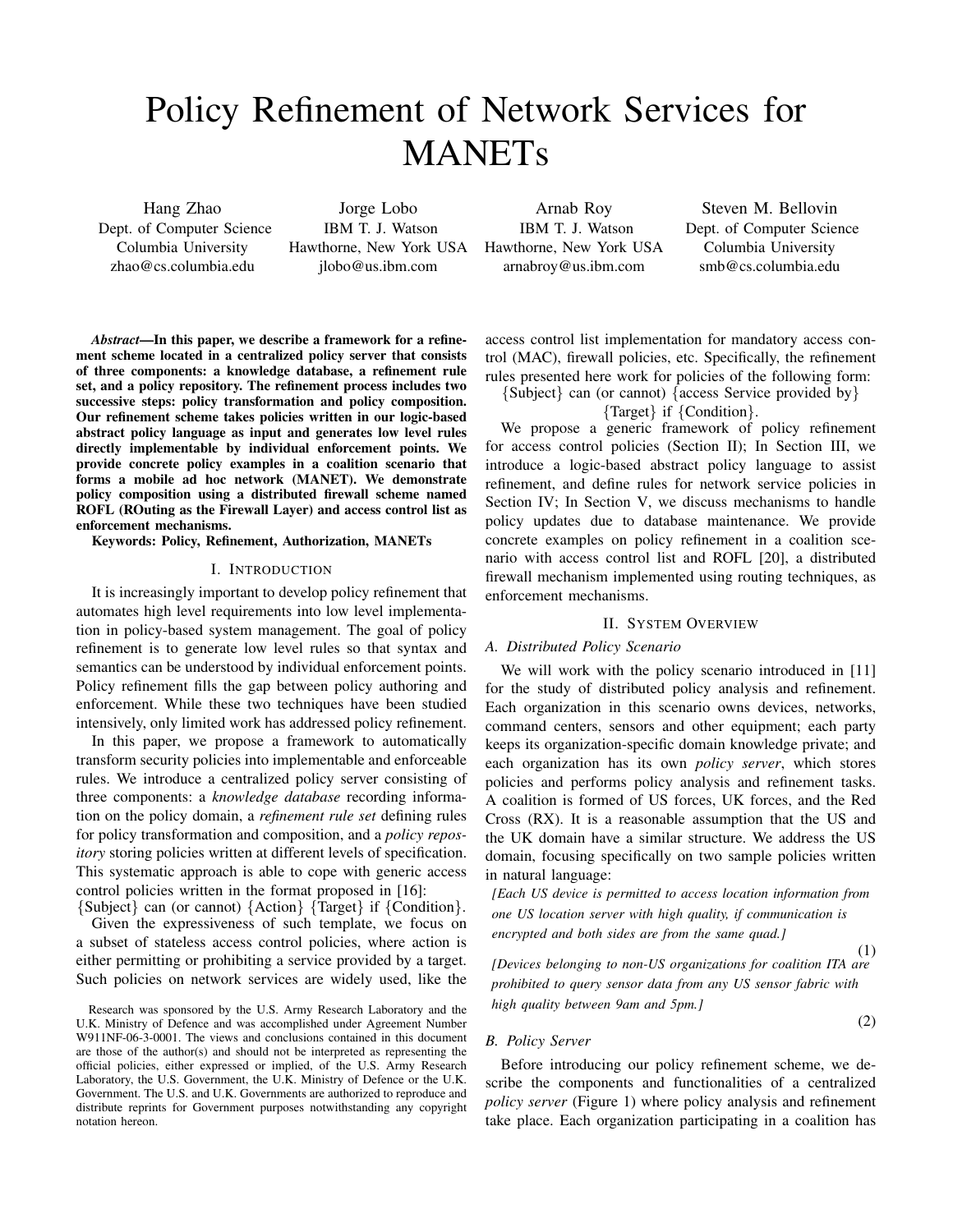# Policy Refinement of Network Services for MANETs

Hang Zhao
Dept. of Computer Science
Columbia University
zhao@cs.columbia.edu

Jorge Lobo
IBM T. J. Watson
Hawthorne, New York USA
jlobo@us.ibm.com

Arnab Roy
IBM T. J. Watson
Hawthorne, New York USA
arnabroy@us.ibm.com

Steven M. Bellovin
Dept. of Computer Science
Columbia University
smb@cs.columbia.edu

***Abstract*—In this paper, we describe a framework for a refinement scheme located in a centralized policy server that consists of three components: a knowledge database, a refinement rule set, and a policy repository. The refinement process includes two successive steps: policy transformation and policy composition. Our refinement scheme takes policies written in our logic-based abstract policy language as input and generates low level rules directly implementable by individual enforcement points. We provide concrete policy examples in a coalition scenario that forms a mobile ad hoc network (MANET). We demonstrate policy composition using a distributed firewall scheme named ROFL (ROuting as the Firewall Layer) and access control list as enforcement mechanisms.**

**Keywords: Policy, Refinement, Authorization, MANETs**

## I. Introduction

It is increasingly important to develop policy refinement that automates high level requirements into low level implementation in policy-based system management. The goal of policy refinement is to generate low level rules so that syntax and semantics can be understood by individual enforcement points. Policy refinement fills the gap between policy authoring and enforcement. While these two techniques have been studied intensively, only limited work has addressed policy refinement.

In this paper, we propose a framework to automatically transform security policies into implementable and enforceable rules. We introduce a centralized policy server consisting of three components: a *knowledge database* recording information on the policy domain, a *refinement rule set* defining rules for policy transformation and composition, and a *policy repository* storing policies written at different levels of specification. This systematic approach is able to cope with generic access control policies written in the format proposed in [16]:

{Subject} can (or cannot) {Action} {Target} if {Condition}.

Given the expressiveness of such template, we focus on a subset of stateless access control policies, where action is either permitting or prohibiting a service provided by a target. Such policies on network services are widely used, like the access control list implementation for mandatory access control (MAC), firewall policies, etc. Specifically, the refinement rules presented here work for policies of the following form:

{Subject} can (or cannot) {access Service provided by} {Target} if {Condition}.

We propose a generic framework of policy refinement for access control policies (Section II); In Section III, we introduce a logic-based abstract policy language to assist refinement, and define rules for network service policies in Section IV; In Section V, we discuss mechanisms to handle policy updates due to database maintenance. We provide concrete examples on policy refinement in a coalition scenario with access control list and ROFL [20], a distributed firewall mechanism implemented using routing techniques, as enforcement mechanisms.

## II. System Overview

### A. Distributed Policy Scenario

We will work with the policy scenario introduced in [11] for the study of distributed policy analysis and refinement. Each organization in this scenario owns devices, networks, command centers, sensors and other equipment; each party keeps its organization-specific domain knowledge private; and each organization has its own *policy server*, which stores policies and performs policy analysis and refinement tasks. A coalition is formed of US forces, UK forces, and the Red Cross (RX). It is a reasonable assumption that the US and the UK domain have a similar structure. We address the US domain, focusing specifically on two sample policies written in natural language:

*[Each US device is permitted to access location information from one US location server with high quality, if communication is encrypted and both sides are from the same quad.]* (1)

*[Devices belonging to non-US organizations for coalition ITA are prohibited to query sensor data from any US sensor fabric with high quality between 9am and 5pm.]* (2)

### B. Policy Server

Before introducing our policy refinement scheme, we describe the components and functionalities of a centralized *policy server* (Figure 1) where policy analysis and refinement take place. Each organization participating in a coalition has

Research was sponsored by the U.S. Army Research Laboratory and the U.K. Ministry of Defence and was accomplished under Agreement Number W911NF-06-3-0001. The views and conclusions contained in this document are those of the author(s) and should not be interpreted as representing the official policies, either expressed or implied, of the U.S. Army Research Laboratory, the U.S. Government, the U.K. Ministry of Defence or the U.K. Government. The U.S. and U.K. Governments are authorized to reproduce and distribute reprints for Government purposes notwithstanding any copyright notation hereon.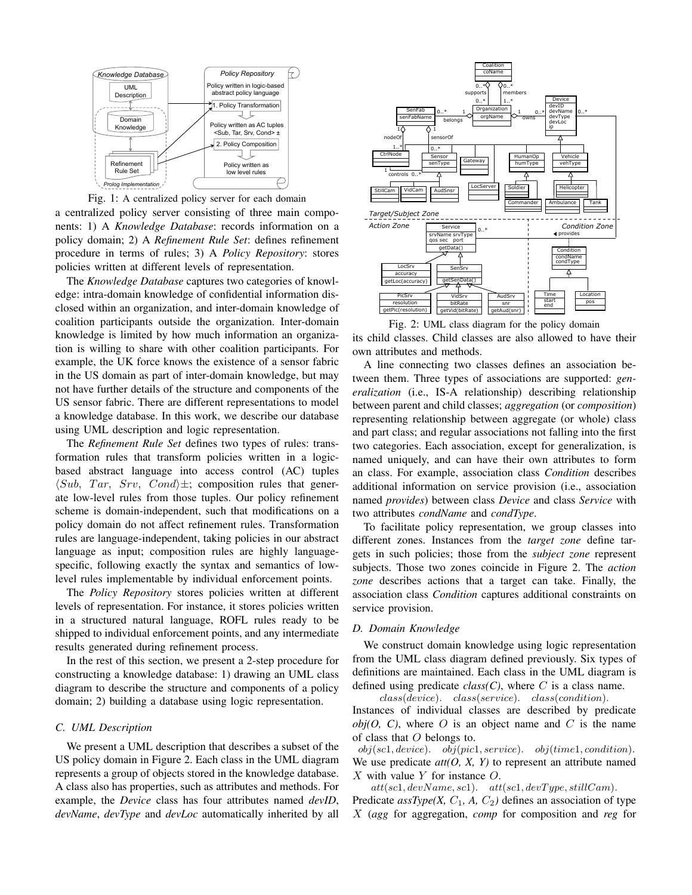Fig. 1: A centralized policy server for each domain

a centralized policy server consisting of three main components: 1) A *Knowledge Database*: records information on a policy domain; 2) A *Refinement Rule Set*: defines refinement procedure in terms of rules; 3) A *Policy Repository*: stores policies written at different levels of representation.

The *Knowledge Database* captures two categories of knowledge: intra-domain knowledge of confidential information disclosed within an organization, and inter-domain knowledge of coalition participants outside the organization. Inter-domain knowledge is limited by how much information an organization is willing to share with other coalition participants. For example, the UK force knows the existence of a sensor fabric in the US domain as part of inter-domain knowledge, but may not have further details of the structure and components of the US sensor fabric. There are different representations to model a knowledge database. In this work, we describe our database using UML description and logic representation.

The *Refinement Rule Set* defines two types of rules: transformation rules that transform policies written in a logic-based abstract language into access control (AC) tuples $\langle Sub,\ Tar,\ Srv,\ Cond\rangle\pm$; composition rules that generate low-level rules from those tuples. Our policy refinement scheme is domain-independent, such that modifications on a policy domain do not affect refinement rules. Transformation rules are language-independent, taking policies in our abstract language as input; composition rules are highly language-specific, following exactly the syntax and semantics of low-level rules implementable by individual enforcement points.

The *Policy Repository* stores policies written at different levels of representation. For instance, it stores policies written in a structured natural language, ROFL rules ready to be shipped to individual enforcement points, and any intermediate results generated during refinement process.

In the rest of this section, we present a 2-step procedure for constructing a knowledge database: 1) drawing an UML class diagram to describe the structure and components of a policy domain; 2) building a database using logic representation.

### C. UML Description

We present a UML description that describes a subset of the US policy domain in Figure 2. Each class in the UML diagram represents a group of objects stored in the knowledge database. A class also has properties, such as attributes and methods. For example, the *Device* class has four attributes named *devID*, *devName*, *devType* and *devLoc* automatically inherited by all its child classes. Child classes are also allowed to have their own attributes and methods.

Fig. 2: UML class diagram for the policy domain

A line connecting two classes defines an association between them. Three types of associations are supported: *generalization* (i.e., IS-A relationship) describing relationship between parent and child classes; *aggregation* (or *composition*) representing relationship between aggregate (or whole) class and part class; and regular associations not falling into the first two categories. Each association, except for generalization, is named uniquely, and can have their own attributes to form an class. For example, association class *Condition* describes additional information on service provision (i.e., association named *provides*) between class *Device* and class *Service* with two attributes *condName* and *condType*.

To facilitate policy representation, we group classes into different zones. Instances from the *target zone* define targets in such policies; those from the *subject zone* represent subjects. Those two zones coincide in Figure 2. The *action zone* describes actions that a target can take. Finally, the association class *Condition* captures additional constraints on service provision.

### D. Domain Knowledge

We construct domain knowledge using logic representation from the UML class diagram defined previously. Six types of definitions are maintained. Each class in the UML diagram is defined using predicate *class(C)*, where $C$ is a class name.

$$class(device).\quad class(service).\quad class(condition).$$

Instances of individual classes are described by predicate *obj(O, C)*, where $O$ is an object name and $C$ is the name of class that $O$ belongs to.

$$obj(sc1, device).\quad obj(pic1, service).\quad obj(time1, condition).$$

We use predicate *att(O, X, Y)* to represent an attribute named $X$ with value $Y$ for instance $O$.

$$att(sc1, devName, sc1).\quad att(sc1, devType, stillCam).$$

Predicate *assType(X, $C_1$, A, $C_2$)* defines an association of type $X$ (*agg* for aggregation, *comp* for composition and *reg* for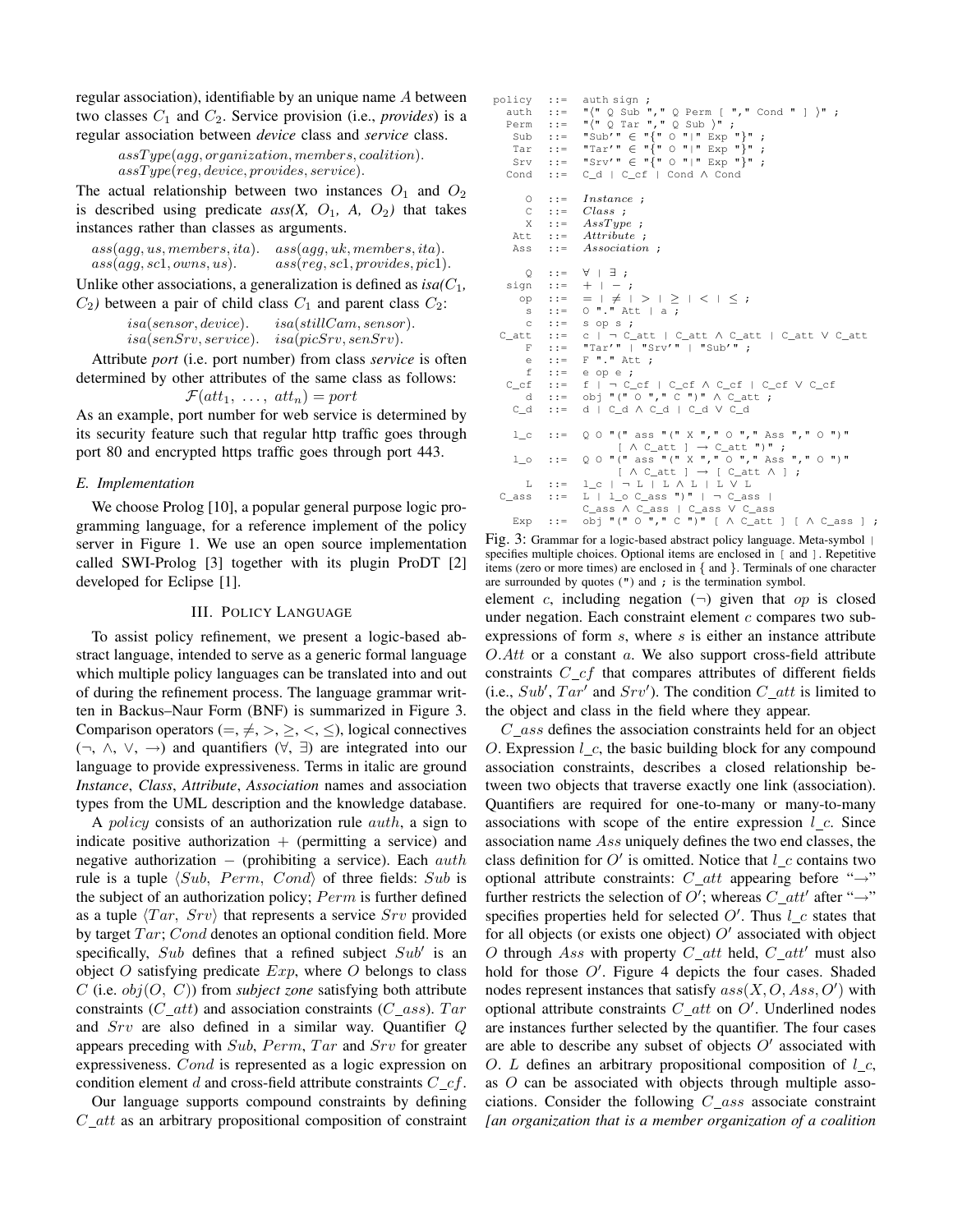regular association), identifiable by an unique name $A$ between two classes $C_1$ and $C_2$. Service provision (i.e., *provides*) is a regular association between *device* class and *service* class.

$$assType(agg, organization, members, coalition).$$
$$assType(reg, device, provides, service).$$

The actual relationship between two instances $O_1$ and $O_2$ is described using predicate *ass(X, $O_1$, A, $O_2$)* that takes instances rather than classes as arguments.

$$ass(agg, us, members, ita). \quad ass(agg, uk, members, ita).$$
$$ass(agg, sc1, owns, us). \quad ass(reg, sc1, provides, pic1).$$

Unlike other associations, a generalization is defined as *isa($C_1$, $C_2$)* between a pair of child class $C_1$ and parent class $C_2$:

$$isa(sensor, device). \quad isa(stillCam, sensor).$$
$$isa(senSrv, service). \quad isa(picSrv, senSrv).$$

Attribute *port* (i.e. port number) from class *service* is often determined by other attributes of the same class as follows:

$$\mathcal{F}(att_1,\ \ldots,\ att_n) = port$$

As an example, port number for web service is determined by its security feature such that regular http traffic goes through port 80 and encrypted https traffic goes through port 443.

### E. Implementation

We choose Prolog [10], a popular general purpose logic programming language, for a reference implement of the policy server in Figure 1. We use an open source implementation called SWI-Prolog [3] together with its plugin ProDT [2] developed for Eclipse [1].

## III. Policy Language

To assist policy refinement, we present a logic-based abstract language, intended to serve as a generic formal language which multiple policy languages can be translated into and out of during the refinement process. The language grammar written in Backus–Naur Form (BNF) is summarized in Figure 3. Comparison operators ($=, \neq, >, \geq, <, \leq$), logical connectives ($\neg$, $\wedge$, $\vee$, $\rightarrow$) and quantifiers ($\forall$, $\exists$) are integrated into our language to provide expressiveness. Terms in italic are ground *Instance*, *Class*, *Attribute*, *Association* names and association types from the UML description and the knowledge database.

A *policy* consists of an authorization rule *auth*, a sign to indicate positive authorization + (permitting a service) and negative authorization − (prohibiting a service). Each *auth* rule is a tuple $\langle Sub,\ Perm,\ Cond\rangle$ of three fields: $Sub$ is the subject of an authorization policy; $Perm$ is further defined as a tuple $\langle Tar,\ Srv\rangle$ that represents a service $Srv$ provided by target $Tar$; $Cond$ denotes an optional condition field. More specifically, $Sub$ defines that a refined subject $Sub'$ is an object $O$ satisfying predicate $Exp$, where $O$ belongs to class $C$ (i.e. $obj(O,\ C)$) from *subject zone* satisfying both attribute constraints ($C\_att$) and association constraints ($C\_ass$). $Tar$ and $Srv$ are also defined in a similar way. Quantifier $Q$ appears preceding with $Sub$, $Perm$, $Tar$ and $Srv$ for greater expressiveness. $Cond$ is represented as a logic expression on condition element $d$ and cross-field attribute constraints $C\_cf$.

Our language supports compound constraints by defining $C\_att$ as an arbitrary propositional composition of constraint element $c$, including negation ($\neg$) given that $op$ is closed under negation. Each constraint element $c$ compares two sub-expressions of form $s$, where $s$ is either an instance attribute $O.Att$ or a constant $a$. We also support cross-field attribute constraints $C\_cf$ that compares attributes of different fields (i.e., $Sub'$, $Tar'$ and $Srv'$). The condition $C\_att$ is limited to the object and class in the field where they appear.

```
policy  ::=  auth sign ;
  auth  ::=  "⟨" Q Sub "," Q Perm [ "," Cond " ] ⟩" ;
  Perm  ::=  "⟨" Q Tar "," Q Sub ⟩" ;
   Sub  ::=  "Sub′" ∈ "{" O "|" Exp "}" ;
   Tar  ::=  "Tar′" ∈ "{" O "|" Exp "}" ;
   Srv  ::=  "Srv′" ∈ "{" O "|" Exp "}" ;
  Cond  ::=  C_d | C_cf | Cond ∧ Cond

     O  ::=  Instance ;
     C  ::=  Class ;
     X  ::=  AssType ;
   Att  ::=  Attribute ;
   Ass  ::=  Association ;

     Q  ::=  ∀ | ∃ ;
  sign  ::=  + | − ;
    op  ::=  = | ≠ | > | ≥ | < | ≤ ;
     s  ::=  O "." Att | a ;
     c  ::=  s op s ;
 C_att  ::=  c | ¬ C_att | C_att ∧ C_att | C_att ∨ C_att
     F  ::=  "Tar′" | "Srv′" | "Sub′" ;
     e  ::=  F "." Att ;
     f  ::=  e op e ;
  C_cf  ::=  f | ¬ C_cf | C_cf ∧ C_cf | C_cf ∨ C_cf
     d  ::=  obj "(" O "," C ")" ∧ C_att ;
   C_d  ::=  d | C_d ∧ C_d | C_d ∨ C_d

   l_c  ::=  Q O "(" ass "(" X "," O "," Ass "," O ")"
                 [ ∧ C_att ] → C_att ")" ;
   l_o  ::=  Q O "(" ass "(" X "," O "," Ass "," O ")"
                 [ ∧ C_att ] → [ C_att ∧ ] ;
     L  ::=  l_c | ¬ L | L ∧ L | L ∨ L
 C_ass  ::=  L | l_o C_ass ")" | ¬ C_ass |
             C_ass ∧ C_ass | C_ass ∨ C_ass
   Exp  ::=  obj "(" O "," C ")" [ ∧ C_att ] [ ∧ C_ass ] ;
```

Fig. 3: Grammar for a logic-based abstract policy language. Meta-symbol | specifies multiple choices. Optional items are enclosed in [ and ]. Repetitive items (zero or more times) are enclosed in { and }. Terminals of one character are surrounded by quotes (") and ; is the termination symbol.

$C\_ass$ defines the association constraints held for an object $O$. Expression $l\_c$, the basic building block for any compound association constraints, describes a closed relationship between two objects that traverse exactly one link (association). Quantifiers are required for one-to-many or many-to-many associations with scope of the entire expression $l\_c$. Since association name $Ass$ uniquely defines the two end classes, the class definition for $O'$ is omitted. Notice that $l\_c$ contains two optional attribute constraints: $C\_att$ appearing before "→" further restricts the selection of $O'$; whereas $C\_att'$ after "→" specifies properties held for selected $O'$. Thus $l\_c$ states that for all objects (or exists one object) $O'$ associated with object $O$ through $Ass$ with property $C\_att$ held, $C\_att'$ must also hold for those $O'$. Figure 4 depicts the four cases. Shaded nodes represent instances that satisfy $ass(X, O, Ass, O')$ with optional attribute constraints $C\_att$ on $O'$. Underlined nodes are instances further selected by the quantifier. The four cases are able to describe any subset of objects $O'$ associated with $O$. $L$ defines an arbitrary propositional composition of $l\_c$, as $O$ can be associated with objects through multiple associations. Consider the following $C\_ass$ associate constraint *[an organization that is a member organization of a coalition*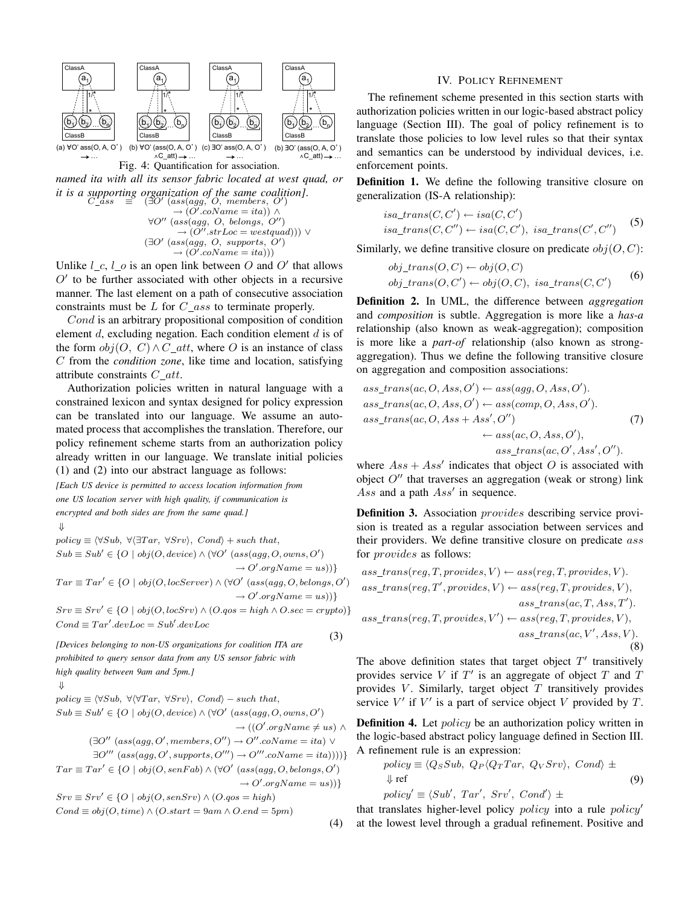Fig. 4: Quantification for association.

*named ita with all its sensor fabric located at west quad, or it is a supporting organization of the same coalition].*

$$
\begin{aligned}
C\_ass \equiv\ & (\exists O'\ (ass(agg,\ O,\ members,\ O') \\
& \quad \rightarrow (O'.coName = ita)) \wedge \\
& \forall O''\ (ass(agg,\ O,\ belongs,\ O'') \\
& \quad \rightarrow (O''.strLoc = westquad))) \vee \\
& (\exists O'\ (ass(agg,\ O,\ supports,\ O') \\
& \quad \rightarrow (O'.coName = ita)))
\end{aligned}
$$

Unlike $l\_c$, $l\_o$ is an open link between $O$ and $O'$ that allows $O'$ to be further associated with other objects in a recursive manner. The last element on a path of consecutive association constraints must be $L$ for $C\_ass$ to terminate properly.

$Cond$ is an arbitrary propositional composition of condition element $d$, excluding negation. Each condition element $d$ is of the form $obj(O,\ C) \wedge C\_att$, where $O$ is an instance of class $C$ from the *condition zone*, like time and location, satisfying attribute constraints $C\_att$.

Authorization policies written in natural language with a constrained lexicon and syntax designed for policy expression can be translated into our language. We assume an automated process that accomplishes the translation. Therefore, our policy refinement scheme starts from an authorization policy already written in our language. We translate initial policies (1) and (2) into our abstract language as follows:

*[Each US device is permitted to access location information from one US location server with high quality, if communication is encrypted and both sides are from the same quad.]*

$$\Downarrow$$

$$
\begin{aligned}
& policy \equiv \langle \forall Sub,\ \forall\langle \exists Tar,\ \forall Srv\rangle,\ Cond\rangle + such\ that, \\
& Sub \equiv Sub' \in \{O \mid obj(O, device) \wedge (\forall O'\ (ass(agg, O, owns, O') \\
& \qquad \rightarrow O'.orgName = us))\} \\
& Tar \equiv Tar' \in \{O \mid obj(O, locServer) \wedge (\forall O'\ (ass(agg, O, belongs, O') \\
& \qquad \rightarrow O'.orgName = us))\} \\
& Srv \equiv Srv' \in \{O \mid obj(O, locSrv) \wedge (O.qos = high \wedge O.sec = crypto)\} \\
& Cond \equiv Tar'.devLoc = Sub'.devLoc
\end{aligned}
\tag{3}
$$

*[Devices belonging to non-US organizations for coalition ITA are prohibited to query sensor data from any US sensor fabric with high quality between 9am and 5pm.]*

$$\Downarrow$$

$$
\begin{aligned}
& policy \equiv \langle \forall Sub,\ \forall\langle \forall Tar,\ \forall Srv\rangle,\ Cond\rangle - such\ that, \\
& Sub \equiv Sub' \in \{O \mid obj(O, device) \wedge (\forall O'\ (ass(agg, O, owns, O') \\
& \qquad \rightarrow ((O'.orgName \neq us) \wedge \\
& \qquad (\exists O''\ (ass(agg, O', members, O'') \rightarrow O''.coName = ita) \vee \\
& \qquad \exists O'''\ (ass(agg, O', supports, O''') \rightarrow O'''.coName = ita))))\} \\
& Tar \equiv Tar' \in \{O \mid obj(O, senFab) \wedge (\forall O'\ (ass(agg, O, belongs, O') \\
& \qquad \rightarrow O'.orgName = us))\} \\
& Srv \equiv Srv' \in \{O \mid obj(O, senSrv) \wedge (O.qos = high) \\
& Cond \equiv obj(O, time) \wedge (O.start = 9am \wedge O.end = 5pm)
\end{aligned}
\tag{4}
$$

## IV. Policy Refinement

The refinement scheme presented in this section starts with authorization policies written in our logic-based abstract policy language (Section III). The goal of policy refinement is to translate those policies to low level rules so that their syntax and semantics can be understood by individual devices, i.e. enforcement points.

**Definition 1.** We define the following transitive closure on generalization (IS-A relationship):

$$
\begin{aligned}
& isa\_trans(C, C') \leftarrow isa(C, C') \\
& isa\_trans(C, C'') \leftarrow isa(C, C'),\ isa\_trans(C', C'')
\end{aligned}
\tag{5}
$$

Similarly, we define transitive closure on predicate $obj(O, C)$:

$$
\begin{aligned}
& obj\_trans(O, C) \leftarrow obj(O, C) \\
& obj\_trans(O, C') \leftarrow obj(O, C),\ isa\_trans(C, C')
\end{aligned}
\tag{6}
$$

**Definition 2.** In UML, the difference between *aggregation* and *composition* is subtle. Aggregation is more like a *has-a* relationship (also known as weak-aggregation); composition is more like a *part-of* relationship (also known as strong-aggregation). Thus we define the following transitive closure on aggregation and composition associations:

$$
\begin{aligned}
& ass\_trans(ac, O, Ass, O') \leftarrow ass(agg, O, Ass, O'). \\
& ass\_trans(ac, O, Ass, O') \leftarrow ass(comp, O, Ass, O'). \\
& ass\_trans(ac, O, Ass + Ass', O'') \\
& \qquad \leftarrow ass(ac, O, Ass, O'), \\
& \qquad\quad ass\_trans(ac, O', Ass', O'').
\end{aligned}
\tag{7}
$$

where $Ass + Ass'$ indicates that object $O$ is associated with object $O''$ that traverses an aggregation (weak or strong) link $Ass$ and a path $Ass'$ in sequence.

**Definition 3.** Association $provides$ describing service provision is treated as a regular association between services and their providers. We define transitive closure on predicate $ass$ for $provides$ as follows:

$$
\begin{aligned}
& ass\_trans(reg, T, provides, V) \leftarrow ass(reg, T, provides, V). \\
& ass\_trans(reg, T', provides, V) \leftarrow ass(reg, T, provides, V), \\
& \qquad ass\_trans(ac, T, Ass, T'). \\
& ass\_trans(reg, T, provides, V') \leftarrow ass(reg, T, provides, V), \\
& \qquad ass\_trans(ac, V', Ass, V).
\end{aligned}
\tag{8}
$$

The above definition states that target object $T'$ transitively provides service $V$ if $T'$ is an aggregate of object $T$ and $T$ provides $V$. Similarly, target object $T$ transitively provides service $V'$ if $V'$ is a part of service object $V$ provided by $T$.

**Definition 4.** Let $policy$ be an authorization policy written in the logic-based abstract policy language defined in Section III. A refinement rule is an expression:

$$
\begin{aligned}
& policy \equiv \langle Q_S Sub,\ Q_P\langle Q_T Tar,\ Q_V Srv\rangle,\ Cond\rangle \pm \\
& \Downarrow \text{ref} \\
& policy' \equiv \langle Sub',\ Tar',\ Srv',\ Cond'\rangle \pm
\end{aligned}
\tag{9}
$$

that translates higher-level policy $policy$ into a rule $policy'$ at the lowest level through a gradual refinement. Positive and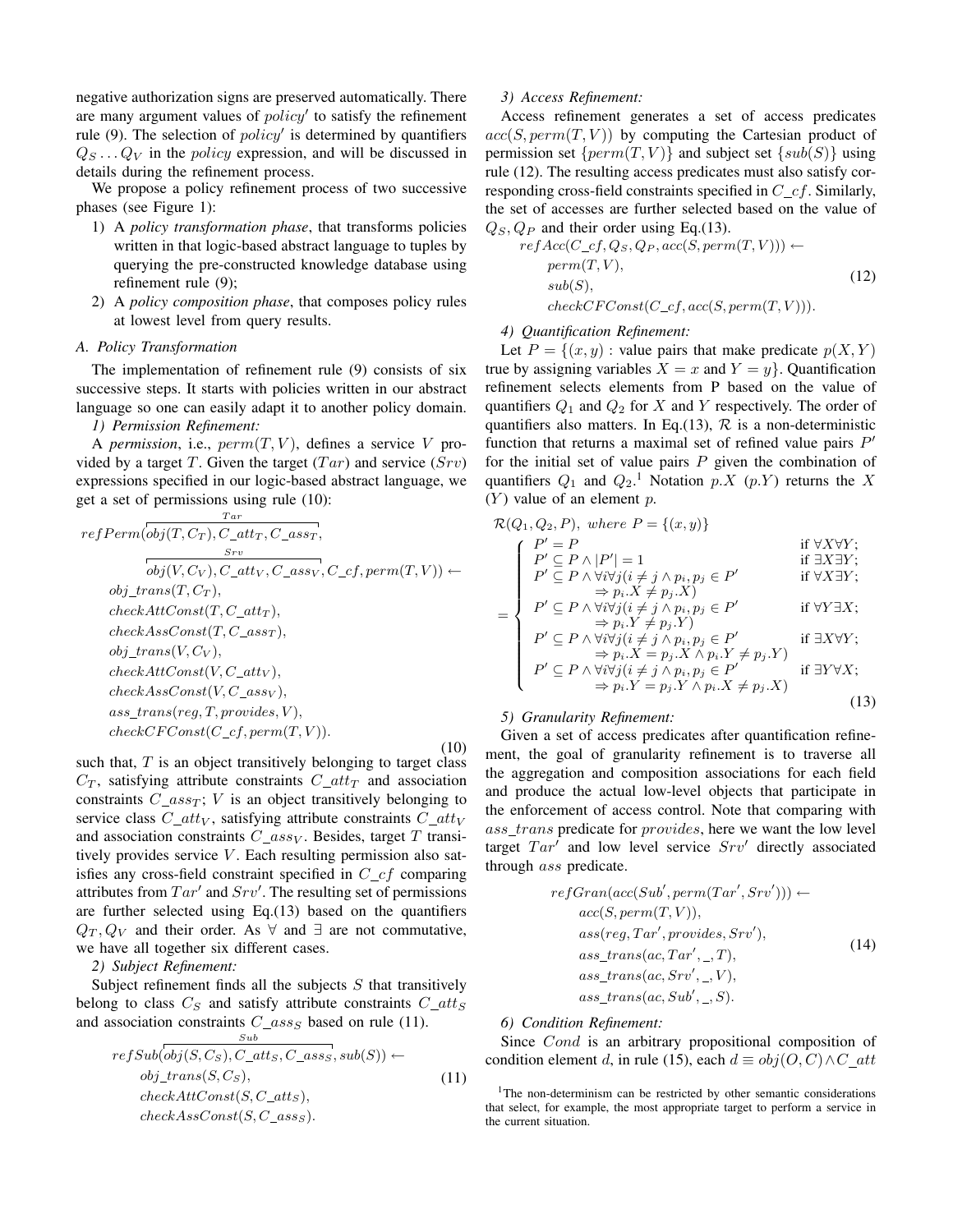negative authorization signs are preserved automatically. There are many argument values of $policy'$ to satisfy the refinement rule (9). The selection of $policy'$ is determined by quantifiers $Q_S \dots Q_V$ in the $policy$ expression, and will be discussed in details during the refinement process.

We propose a policy refinement process of two successive phases (see Figure 1):

1) A *policy transformation phase*, that transforms policies written in that logic-based abstract language to tuples by querying the pre-constructed knowledge database using refinement rule (9);
2) A *policy composition phase*, that composes policy rules at lowest level from query results.

### A. Policy Transformation

The implementation of refinement rule (9) consists of six successive steps. It starts with policies written in our abstract language so one can easily adapt it to another policy domain.

*1) Permission Refinement:*

A *permission*, i.e., $perm(T, V)$, defines a service $V$ provided by a target $T$. Given the target ($Tar$) and service ($Srv$) expressions specified in our logic-based abstract language, we get a set of permissions using rule (10):

$$
\begin{aligned}
refPerm(&\overbrace{obj(T, C_T), C\_att_T, C\_ass_T}^{Tar}, \\
&\overbrace{obj(V, C_V), C\_att_V, C\_ass_V}^{Srv}, C\_cf, perm(T, V)) \leftarrow \\
&obj\_trans(T, C_T), \\
&checkAttConst(T, C\_att_T), \\
&checkAssConst(T, C\_ass_T), \\
&obj\_trans(V, C_V), \\
&checkAttConst(V, C\_att_V), \\
&checkAssConst(V, C\_ass_V), \\
&ass\_trans(reg, T, provides, V), \\
&checkCFConst(C\_cf, perm(T, V)).
\end{aligned}
\tag{10}
$$

such that, $T$ is an object transitively belonging to target class $C_T$, satisfying attribute constraints $C\_att_T$ and association constraints $C\_ass_T$; $V$ is an object transitively belonging to service class $C\_att_V$, satisfying attribute constraints $C\_att_V$ and association constraints $C\_ass_V$. Besides, target $T$ transitively provides service $V$. Each resulting permission also satisfies any cross-field constraint specified in $C\_cf$ comparing attributes from $Tar'$ and $Srv'$. The resulting set of permissions are further selected using Eq.(13) based on the quantifiers $Q_T, Q_V$ and their order. As $\forall$ and $\exists$ are not commutative, we have all together six different cases.

*2) Subject Refinement:*

Subject refinement finds all the subjects $S$ that transitively belong to class $C_S$ and satisfy attribute constraints $C\_att_S$ and association constraints $C\_ass_S$ based on rule (11).

$$
\begin{aligned}
refSub(&\overbrace{obj(S, C_S), C\_att_S, C\_ass_S}^{Sub}, sub(S)) \leftarrow \\
&obj\_trans(S, C_S), \\
&checkAttConst(S, C\_att_S), \\
&checkAssConst(S, C\_ass_S).
\end{aligned}
\tag{11}
$$

*3) Access Refinement:*

Access refinement generates a set of access predicates $acc(S, perm(T, V))$ by computing the Cartesian product of permission set $\{perm(T, V)\}$ and subject set $\{sub(S)\}$ using rule (12). The resulting access predicates must also satisfy corresponding cross-field constraints specified in $C\_cf$. Similarly, the set of accesses are further selected based on the value of $Q_S, Q_P$ and their order using Eq.(13).

$$
\begin{aligned}
refAcc(&C\_cf, Q_S, Q_P, acc(S, perm(T, V))) \leftarrow \\
&perm(T, V), \\
&sub(S), \\
&checkCFConst(C\_cf, acc(S, perm(T, V))).
\end{aligned}
\tag{12}
$$

*4) Quantification Refinement:*

Let $P = \{(x, y) :$ value pairs that make predicate $p(X, Y)$ true by assigning variables $X = x$ and $Y = y\}$. Quantification refinement selects elements from P based on the value of quantifiers $Q_1$ and $Q_2$ for $X$ and $Y$ respectively. The order of quantifiers also matters. In Eq.(13), $\mathcal{R}$ is a non-deterministic function that returns a maximal set of refined value pairs $P'$ for the initial set of value pairs $P$ given the combination of quantifiers $Q_1$ and $Q_2$.[1] Notation $p.X$ ($p.Y$) returns the $X$ ($Y$) value of an element $p$.

$$
\mathcal{R}(Q_1, Q_2, P), \ where \ P = \{(x, y)\}
$$

$$
= \begin{cases}
P' = P & \text{if } \forall X \forall Y; \\
P' \subseteq P \wedge |P'| = 1 & \text{if } \exists X \exists Y; \\
P' \subseteq P \wedge \forall i \forall j (i \neq j \wedge p_i, p_j \in P' \\ \quad \Rightarrow p_i.X \neq p_j.X) & \text{if } \forall X \exists Y; \\
P' \subseteq P \wedge \forall i \forall j (i \neq j \wedge p_i, p_j \in P' \\ \quad \Rightarrow p_i.Y \neq p_j.Y) & \text{if } \forall Y \exists X; \\
P' \subseteq P \wedge \forall i \forall j (i \neq j \wedge p_i, p_j \in P' \\ \quad \Rightarrow p_i.X = p_j.X \wedge p_i.Y \neq p_j.Y) & \text{if } \exists X \forall Y; \\
P' \subseteq P \wedge \forall i \forall j (i \neq j \wedge p_i, p_j \in P' \\ \quad \Rightarrow p_i.Y = p_j.Y \wedge p_i.X \neq p_j.X) & \text{if } \exists Y \forall X;
\end{cases}
\tag{13}
$$

*5) Granularity Refinement:*

Given a set of access predicates after quantification refinement, the goal of granularity refinement is to traverse all the aggregation and composition associations for each field and produce the actual low-level objects that participate in the enforcement of access control. Note that comparing with $ass\_trans$ predicate for $provides$, here we want the low level target $Tar'$ and low level service $Srv'$ directly associated through $ass$ predicate.

$$
\begin{aligned}
refGran(&acc(Sub', perm(Tar', Srv'))) \leftarrow \\
&acc(S, perm(T, V)), \\
&ass(reg, Tar', provides, Srv'), \\
&ass\_trans(ac, Tar', \_, T), \\
&ass\_trans(ac, Srv', \_, V), \\
&ass\_trans(ac, Sub', \_, S).
\end{aligned}
\tag{14}
$$

*6) Condition Refinement:*

Since $Cond$ is an arbitrary propositional composition of condition element $d$, in rule (15), each $d \equiv obj(O, C) \wedge C\_att$

[1] The non-determinism can be restricted by other semantic considerations that select, for example, the most appropriate target to perform a service in the current situation.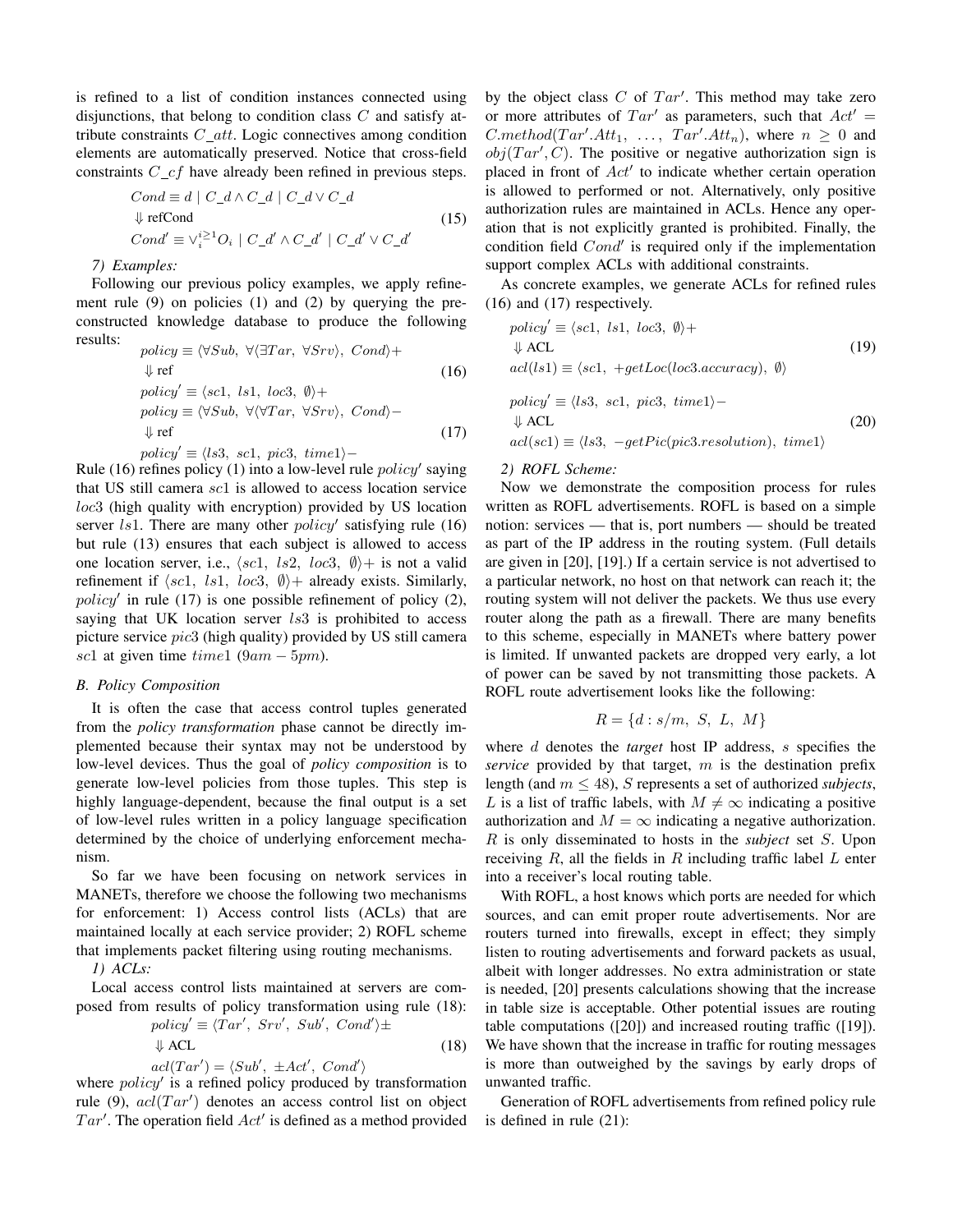is refined to a list of condition instances connected using disjunctions, that belong to condition class $C$ and satisfy attribute constraints $C\_att$. Logic connectives among condition elements are automatically preserved. Notice that cross-field constraints $C\_cf$ have already been refined in previous steps.

$$
\begin{aligned}
&Cond \equiv d \mid C\_d \wedge C\_d \mid C\_d \vee C\_d \\
&\Downarrow \text{refCond} \\
&Cond' \equiv \vee_i^{i \geq 1} O_i \mid C\_d' \wedge C\_d' \mid C\_d' \vee C\_d'
\end{aligned} \tag{15}
$$

*7) Examples:*

Following our previous policy examples, we apply refinement rule (9) on policies (1) and (2) by querying the pre-constructed knowledge database to produce the following results:

$$
\begin{aligned}
&policy \equiv \langle \forall Sub,\ \forall \langle \exists Tar,\ \forall Srv \rangle,\ Cond \rangle + \\
&\Downarrow \text{ref} \\
&policy' \equiv \langle sc1,\ ls1,\ loc3,\ \emptyset \rangle +
\end{aligned} \tag{16}
$$

$$
\begin{aligned}
&policy \equiv \langle \forall Sub,\ \forall \langle \forall Tar,\ \forall Srv \rangle,\ Cond \rangle - \\
&\Downarrow \text{ref} \\
&policy' \equiv \langle ls3,\ sc1,\ pic3,\ time1 \rangle -
\end{aligned} \tag{17}
$$

Rule (16) refines policy (1) into a low-level rule $policy'$ saying that US still camera $sc1$ is allowed to access location service $loc3$ (high quality with encryption) provided by US location server $ls1$. There are many other $policy'$ satisfying rule (16) but rule (13) ensures that each subject is allowed to access one location server, i.e., $\langle sc1,\ ls2,\ loc3,\ \emptyset \rangle +$ is not a valid refinement if $\langle sc1,\ ls1,\ loc3,\ \emptyset \rangle +$ already exists. Similarly, $policy'$ in rule (17) is one possible refinement of policy (2), saying that UK location server $ls3$ is prohibited to access picture service $pic3$ (high quality) provided by US still camera $sc1$ at given time $time1$ ($9am - 5pm$).

### B. Policy Composition

It is often the case that access control tuples generated from the *policy transformation* phase cannot be directly implemented because their syntax may not be understood by low-level devices. Thus the goal of *policy composition* is to generate low-level policies from those tuples. This step is highly language-dependent, because the final output is a set of low-level rules written in a policy language specification determined by the choice of underlying enforcement mechanism.

So far we have been focusing on network services in MANETs, therefore we choose the following two mechanisms for enforcement: 1) Access control lists (ACLs) that are maintained locally at each service provider; 2) ROFL scheme that implements packet filtering using routing mechanisms.

*1) ACLs:*

Local access control lists maintained at servers are composed from results of policy transformation using rule (18):

$$
\begin{aligned}
&policy' \equiv \langle Tar',\ Srv',\ Sub',\ Cond' \rangle \pm \\
&\Downarrow \text{ACL} \\
&acl(Tar') = \langle Sub',\ \pm Act',\ Cond' \rangle
\end{aligned} \tag{18}
$$

where $policy'$ is a refined policy produced by transformation rule (9), $acl(Tar')$ denotes an access control list on object $Tar'$. The operation field $Act'$ is defined as a method provided by the object class $C$ of $Tar'$. This method may take zero or more attributes of $Tar'$ as parameters, such that $Act' = C.method(Tar'.Att_1,\ \ldots,\ Tar'.Att_n)$, where $n \geq 0$ and $obj(Tar', C)$. The positive or negative authorization sign is placed in front of $Act'$ to indicate whether certain operation is allowed to performed or not. Alternatively, only positive authorization rules are maintained in ACLs. Hence any operation that is not explicitly granted is prohibited. Finally, the condition field $Cond'$ is required only if the implementation support complex ACLs with additional constraints.

As concrete examples, we generate ACLs for refined rules (16) and (17) respectively.

$$
\begin{aligned}
&policy' \equiv \langle sc1,\ ls1,\ loc3,\ \emptyset \rangle + \\
&\Downarrow \text{ACL} \\
&acl(ls1) \equiv \langle sc1,\ +getLoc(loc3.accuracy),\ \emptyset \rangle
\end{aligned} \tag{19}
$$

$$
\begin{aligned}
&policy' \equiv \langle ls3,\ sc1,\ pic3,\ time1 \rangle - \\
&\Downarrow \text{ACL} \\
&acl(sc1) \equiv \langle ls3,\ -getPic(pic3.resolution),\ time1 \rangle
\end{aligned} \tag{20}
$$

*2) ROFL Scheme:*

Now we demonstrate the composition process for rules written as ROFL advertisements. ROFL is based on a simple notion: services — that is, port numbers — should be treated as part of the IP address in the routing system. (Full details are given in [20], [19].) If a certain service is not advertised to a particular network, no host on that network can reach it; the routing system will not deliver the packets. We thus use every router along the path as a firewall. There are many benefits to this scheme, especially in MANETs where battery power is limited. If unwanted packets are dropped very early, a lot of power can be saved by not transmitting those packets. A ROFL route advertisement looks like the following:

$$R = \{d : s/m,\ S,\ L,\ M\}$$

where $d$ denotes the *target* host IP address, $s$ specifies the *service* provided by that target, $m$ is the destination prefix length (and $m \leq 48$), $S$ represents a set of authorized *subjects*, $L$ is a list of traffic labels, with $M \neq \infty$ indicating a positive authorization and $M = \infty$ indicating a negative authorization. $R$ is only disseminated to hosts in the *subject* set $S$. Upon receiving $R$, all the fields in $R$ including traffic label $L$ enter into a receiver's local routing table.

With ROFL, a host knows which ports are needed for which sources, and can emit proper route advertisements. Nor are routers turned into firewalls, except in effect; they simply listen to routing advertisements and forward packets as usual, albeit with longer addresses. No extra administration or state is needed, [20] presents calculations showing that the increase in table size is acceptable. Other potential issues are routing table computations ([20]) and increased routing traffic ([19]). We have shown that the increase in traffic for routing messages is more than outweighed by the savings by early drops of unwanted traffic.

Generation of ROFL advertisements from refined policy rule is defined in rule (21):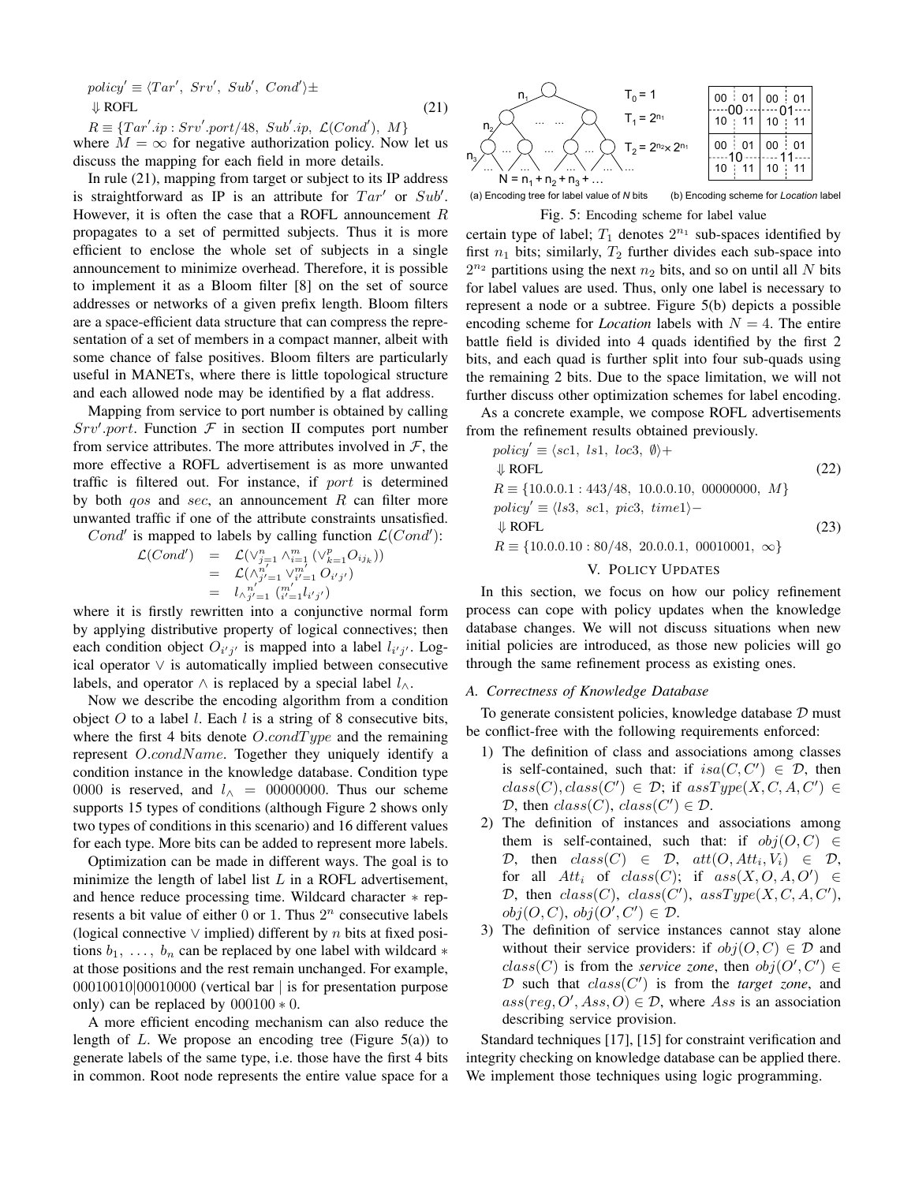$$policy' \equiv \langle Tar',\ Srv',\ Sub',\ Cond' \rangle \pm$$
$$\Downarrow \text{ROFL} \tag{21}$$
$$R \equiv \{Tar'.ip : Srv'.port/48,\ Sub'.ip,\ \mathcal{L}(Cond'),\ M\}$$

where $M = \infty$ for negative authorization policy. Now let us discuss the mapping for each field in more details.

In rule (21), mapping from target or subject to its IP address is straightforward as IP is an attribute for $Tar'$ or $Sub'$. However, it is often the case that a ROFL announcement $R$ propagates to a set of permitted subjects. Thus it is more efficient to enclose the whole set of subjects in a single announcement to minimize overhead. Therefore, it is possible to implement it as a Bloom filter [8] on the set of source addresses or networks of a given prefix length. Bloom filters are a space-efficient data structure that can compress the representation of a set of members in a compact manner, albeit with some chance of false positives. Bloom filters are particularly useful in MANETs, where there is little topological structure and each allowed node may be identified by a flat address.

Mapping from service to port number is obtained by calling $Srv'.port$. Function $\mathcal{F}$ in section II computes port number from service attributes. The more attributes involved in $\mathcal{F}$, the more effective a ROFL advertisement is as more unwanted traffic is filtered out. For instance, if $port$ is determined by both $qos$ and $sec$, an announcement $R$ can filter more unwanted traffic if one of the attribute constraints unsatisfied.

$Cond'$ is mapped to labels by calling function $\mathcal{L}(Cond')$:

$$\begin{aligned}
\mathcal{L}(Cond') &= \mathcal{L}(\vee_{j=1}^{n} \wedge_{i=1}^{m} (\vee_{k=1}^{p} O_{ij_k})) \\
&= \mathcal{L}(\wedge_{j'=1}^{n'} \vee_{i'=1}^{m'} O_{i'j'}) \\
&= l_{\wedge_{j'=1}^{n'}} (\|_{i'=1}^{m'} l_{i'j'})
\end{aligned}$$

where it is firstly rewritten into a conjunctive normal form by applying distributive property of logical connectives; then each condition object $O_{i'j'}$ is mapped into a label $l_{i'j'}$. Logical operator $\vee$ is automatically implied between consecutive labels, and operator $\wedge$ is replaced by a special label $l_\wedge$.

Now we describe the encoding algorithm from a condition object $O$ to a label $l$. Each $l$ is a string of 8 consecutive bits, where the first 4 bits denote $O.condType$ and the remaining represent $O.condName$. Together they uniquely identify a condition instance in the knowledge database. Condition type 0000 is reserved, and $l_\wedge = 00000000$. Thus our scheme supports 15 types of conditions (although Figure 2 shows only two types of conditions in this scenario) and 16 different values for each type. More bits can be added to represent more labels.

Optimization can be made in different ways. The goal is to minimize the length of label list $L$ in a ROFL advertisement, and hence reduce processing time. Wildcard character $*$ represents a bit value of either 0 or 1. Thus $2^n$ consecutive labels (logical connective $\vee$ implied) different by $n$ bits at fixed positions $b_1, \ldots, b_n$ can be replaced by one label with wildcard $*$ at those positions and the rest remain unchanged. For example, 00010010|00010000 (vertical bar | is for presentation purpose only) can be replaced by $000100*0$.

A more efficient encoding mechanism can also reduce the length of $L$. We propose an encoding tree (Figure 5(a)) to generate labels of the same type, i.e. those have the first 4 bits in common. Root node represents the entire value space for a certain type of label; $T_1$ denotes $2^{n_1}$ sub-spaces identified by first $n_1$ bits; similarly, $T_2$ further divides each sub-space into $2^{n_2}$ partitions using the next $n_2$ bits, and so on until all $N$ bits for label values are used. Thus, only one label is necessary to represent a node or a subtree. Figure 5(b) depicts a possible encoding scheme for *Location* labels with $N = 4$. The entire battle field is divided into 4 quads identified by the first 2 bits, and each quad is further split into four sub-quads using the remaining 2 bits. Due to the space limitation, we will not further discuss other optimization schemes for label encoding.

(a) Encoding tree for label value of *N* bits (b) Encoding scheme for *Location* label

Fig. 5: Encoding scheme for label value

As a concrete example, we compose ROFL advertisements from the refinement results obtained previously.

$$policy' \equiv \langle sc1,\ ls1,\ loc3,\ \emptyset \rangle +$$
$$\Downarrow \text{ROFL} \tag{22}$$
$$R \equiv \{10.0.0.1 : 443/48,\ 10.0.0.10,\ 00000000,\ M\}$$
$$policy' \equiv \langle ls3,\ sc1,\ pic3,\ time1 \rangle -$$
$$\Downarrow \text{ROFL} \tag{23}$$
$$R \equiv \{10.0.0.10 : 80/48,\ 20.0.0.1,\ 00010001,\ \infty\}$$

## V. Policy Updates

In this section, we focus on how our policy refinement process can cope with policy updates when the knowledge database changes. We will not discuss situations when new initial policies are introduced, as those new policies will go through the same refinement process as existing ones.

### A. Correctness of Knowledge Database

To generate consistent policies, knowledge database $\mathcal{D}$ must be conflict-free with the following requirements enforced:

1) The definition of class and associations among classes is self-contained, such that: if $isa(C, C') \in \mathcal{D}$, then $class(C), class(C') \in \mathcal{D}$; if $assType(X, C, A, C') \in \mathcal{D}$, then $class(C)$, $class(C') \in \mathcal{D}$.
2) The definition of instances and associations among them is self-contained, such that: if $obj(O, C) \in \mathcal{D}$, then $class(C) \in \mathcal{D}$, $att(O, Att_i, V_i) \in \mathcal{D}$, for all $Att_i$ of $class(C)$; if $ass(X, O, A, O') \in \mathcal{D}$, then $class(C)$, $class(C')$, $assType(X, C, A, C')$, $obj(O, C)$, $obj(O', C') \in \mathcal{D}$.
3) The definition of service instances cannot stay alone without their service providers: if $obj(O, C) \in \mathcal{D}$ and $class(C)$ is from the *service zone*, then $obj(O', C') \in \mathcal{D}$ such that $class(C')$ is from the *target zone*, and $ass(reg, O', Ass, O) \in \mathcal{D}$, where $Ass$ is an association describing service provision.

Standard techniques [17], [15] for constraint verification and integrity checking on knowledge database can be applied there. We implement those techniques using logic programming.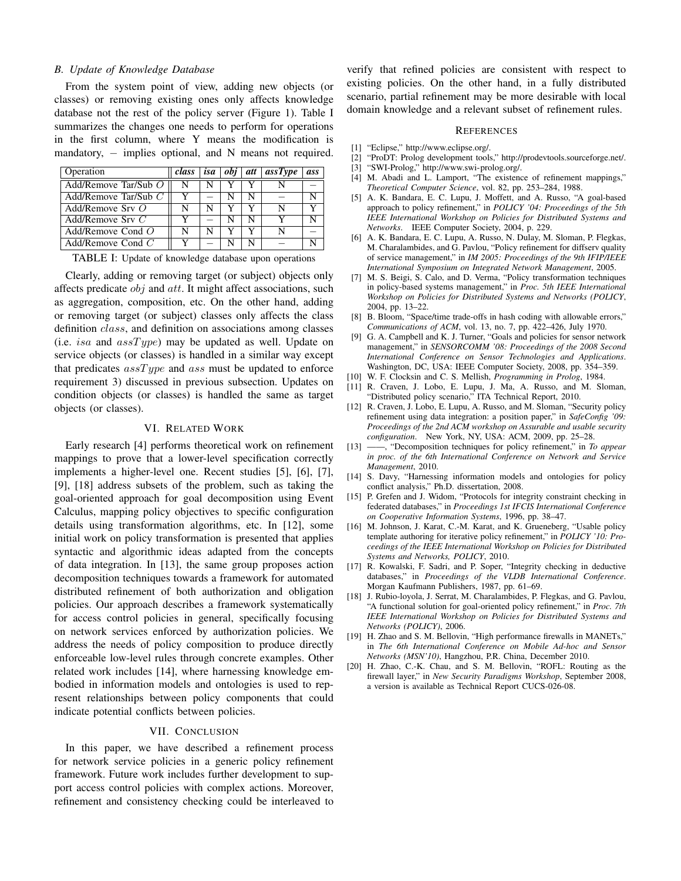### B. Update of Knowledge Database

From the system point of view, adding new objects (or classes) or removing existing ones only affects knowledge database not the rest of the policy server (Figure 1). Table I summarizes the changes one needs to perform for operations in the first column, where Y means the modification is mandatory, – implies optional, and N means not required.

| Operation | *class* | *isa* | *obj* | *att* | *assType* | *ass* |
|---|---|---|---|---|---|---|
| Add/Remove Tar/Sub $O$ | N | N | Y | Y | N | – |
| Add/Remove Tar/Sub $C$ | Y | – | N | N | – | N |
| Add/Remove Srv $O$ | N | N | Y | Y | N | Y |
| Add/Remove Srv $C$ | Y | – | N | N | Y | N |
| Add/Remove Cond $O$ | N | N | Y | Y | N | – |
| Add/Remove Cond $C$ | Y | – | N | N | – | N |

TABLE I: Update of knowledge database upon operations

Clearly, adding or removing target (or subject) objects only affects predicate $obj$ and $att$. It might affect associations, such as aggregation, composition, etc. On the other hand, adding or removing target (or subject) classes only affects the class definition $class$, and definition on associations among classes (i.e. $isa$ and $assType$) may be updated as well. Update on service objects (or classes) is handled in a similar way except that predicates $assType$ and $ass$ must be updated to enforce requirement 3) discussed in previous subsection. Updates on condition objects (or classes) is handled the same as target objects (or classes).

## VI. Related Work

Early research [4] performs theoretical work on refinement mappings to prove that a lower-level specification correctly implements a higher-level one. Recent studies [5], [6], [7], [9], [18] address subsets of the problem, such as taking the goal-oriented approach for goal decomposition using Event Calculus, mapping policy objectives to specific configuration details using transformation algorithms, etc. In [12], some initial work on policy transformation is presented that applies syntactic and algorithmic ideas adapted from the concepts of data integration. In [13], the same group proposes action decomposition techniques towards a framework for automated distributed refinement of both authorization and obligation policies. Our approach describes a framework systematically for access control policies in general, specifically focusing on network services enforced by authorization policies. We address the needs of policy composition to produce directly enforceable low-level rules through concrete examples. Other related work includes [14], where harnessing knowledge embodied in information models and ontologies is used to represent relationships between policy components that could indicate potential conflicts between policies.

## VII. Conclusion

In this paper, we have described a refinement process for network service policies in a generic policy refinement framework. Future work includes further development to support access control policies with complex actions. Moreover, refinement and consistency checking could be interleaved to verify that refined policies are consistent with respect to existing policies. On the other hand, in a fully distributed scenario, partial refinement may be more desirable with local domain knowledge and a relevant subset of refinement rules.

## References

[1] "Eclipse," http://www.eclipse.org/.

[2] "ProDT: Prolog development tools," http://prodevtools.sourceforge.net/.

[3] "SWI-Prolog," http://www.swi-prolog.org/.

[4] M. Abadi and L. Lamport, "The existence of refinement mappings," *Theoretical Computer Science*, vol. 82, pp. 253–284, 1988.

[5] A. K. Bandara, E. C. Lupu, J. Moffett, and A. Russo, "A goal-based approach to policy refinement," in *POLICY '04: Proceedings of the 5th IEEE International Workshop on Policies for Distributed Systems and Networks*. IEEE Computer Society, 2004, p. 229.

[6] A. K. Bandara, E. C. Lupu, A. Russo, N. Dulay, M. Sloman, P. Flegkas, M. Charalambides, and G. Pavlou, "Policy refinement for diffserv quality of service management," in *IM 2005: Proceedings of the 9th IFIP/IEEE International Symposium on Integrated Network Management*, 2005.

[7] M. S. Beigi, S. Calo, and D. Verma, "Policy transformation techniques in policy-based systems management," in *Proc. 5th IEEE International Workshop on Policies for Distributed Systems and Networks (POLICY*, 2004, pp. 13–22.

[8] B. Bloom, "Space/time trade-offs in hash coding with allowable errors," *Communications of ACM*, vol. 13, no. 7, pp. 422–426, July 1970.

[9] G. A. Campbell and K. J. Turner, "Goals and policies for sensor network management," in *SENSORCOMM '08: Proceedings of the 2008 Second International Conference on Sensor Technologies and Applications*. Washington, DC, USA: IEEE Computer Society, 2008, pp. 354–359.

[10] W. F. Clocksin and C. S. Mellish, *Programming in Prolog*, 1984.

[11] R. Craven, J. Lobo, E. Lupu, J. Ma, A. Russo, and M. Sloman, "Distributed policy scenario," ITA Technical Report, 2010.

[12] R. Craven, J. Lobo, E. Lupu, A. Russo, and M. Sloman, "Security policy refinement using data integration: a position paper," in *SafeConfig '09: Proceedings of the 2nd ACM workshop on Assurable and usable security configuration*. New York, NY, USA: ACM, 2009, pp. 25–28.

[13] ——, "Decomposition techniques for policy refinement," in *To appear in proc. of the 6th International Conference on Network and Service Management*, 2010.

[14] S. Davy, "Harnessing information models and ontologies for policy conflict analysis," Ph.D. dissertation, 2008.

[15] P. Grefen and J. Widom, "Protocols for integrity constraint checking in federated databases," in *Proceedings 1st IFCIS International Conference on Cooperative Information Systems*, 1996, pp. 38–47.

[16] M. Johnson, J. Karat, C.-M. Karat, and K. Grueneberg, "Usable policy template authoring for iterative policy refinement," in *POLICY '10: Proceedings of the IEEE International Workshop on Policies for Distributed Systems and Networks, POLICY*, 2010.

[17] R. Kowalski, F. Sadri, and P. Soper, "Integrity checking in deductive databases," in *Proceedings of the VLDB International Conference*. Morgan Kaufmann Publishers, 1987, pp. 61–69.

[18] J. Rubio-loyola, J. Serrat, M. Charalambides, P. Flegkas, and G. Pavlou, "A functional solution for goal-oriented policy refinement," in *Proc. 7th IEEE International Workshop on Policies for Distributed Systems and Networks (POLICY)*, 2006.

[19] H. Zhao and S. M. Bellovin, "High performance firewalls in MANETs," in *The 6th International Conference on Mobile Ad-hoc and Sensor Networks (MSN'10)*, Hangzhou, P.R. China, December 2010.

[20] H. Zhao, C.-K. Chau, and S. M. Bellovin, "ROFL: Routing as the firewall layer," in *New Security Paradigms Workshop*, September 2008, a version is available as Technical Report CUCS-026-08.